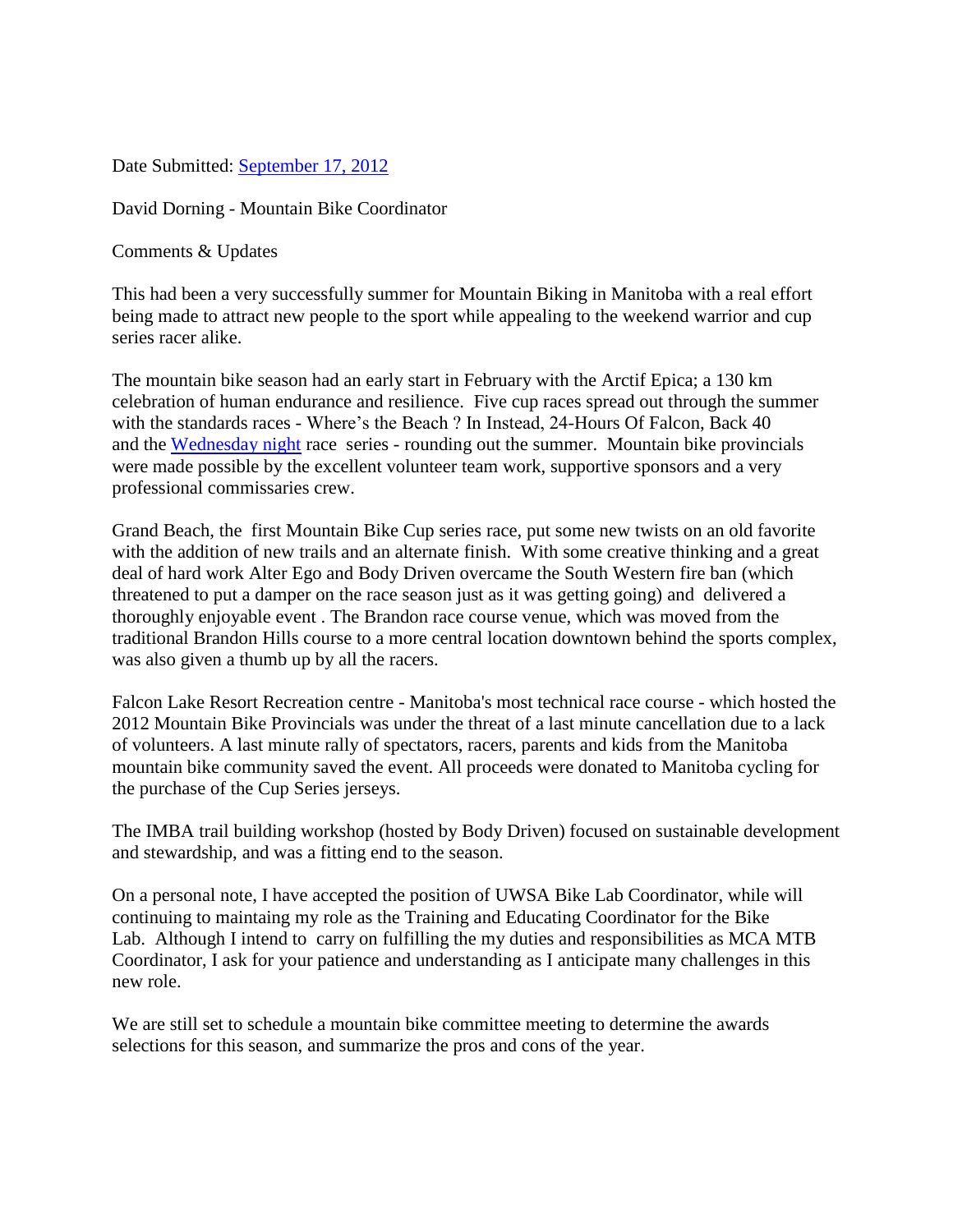Date Submitted: September 17, 2012

David Dorning - Mountain Bike Coordinator

Comments & Updates

This had been a very successfully summer for Mountain Biking in Manitoba with a real effort being made to attract new people to the sport while appealing to the weekend warrior and cup series racer alike.

The mountain bike season had an early start in February with the Arctif Epica; a 130 km celebration of human endurance and resilience. Five cup races spread out through the summer with the standards races - Where's the Beach ? In Instead, 24-Hours Of Falcon, Back 40 and the Wednesday night race series - rounding out the summer. Mountain bike provincials were made possible by the excellent volunteer team work, supportive sponsors and a very professional commissaries crew.

Grand Beach, the first Mountain Bike Cup series race, put some new twists on an old favorite with the addition of new trails and an alternate finish. With some creative thinking and a great deal of hard work Alter Ego and Body Driven overcame the South Western fire ban (which threatened to put a damper on the race season just as it was getting going) and delivered a thoroughly enjoyable event . The Brandon race course venue, which was moved from the traditional Brandon Hills course to a more central location downtown behind the sports complex, was also given a thumb up by all the racers.

Falcon Lake Resort Recreation centre - Manitoba's most technical race course - which hosted the 2012 Mountain Bike Provincials was under the threat of a last minute cancellation due to a lack of volunteers. A last minute rally of spectators, racers, parents and kids from the Manitoba mountain bike community saved the event. All proceeds were donated to Manitoba cycling for the purchase of the Cup Series jerseys.

The IMBA trail building workshop (hosted by Body Driven) focused on sustainable development and stewardship, and was a fitting end to the season.

On a personal note, I have accepted the position of UWSA Bike Lab Coordinator, while will continuing to maintaing my role as the Training and Educating Coordinator for the Bike Lab. Although I intend to carry on fulfilling the my duties and responsibilities as MCA MTB Coordinator, I ask for your patience and understanding as I anticipate many challenges in this new role.

We are still set to schedule a mountain bike committee meeting to determine the awards selections for this season, and summarize the pros and cons of the year.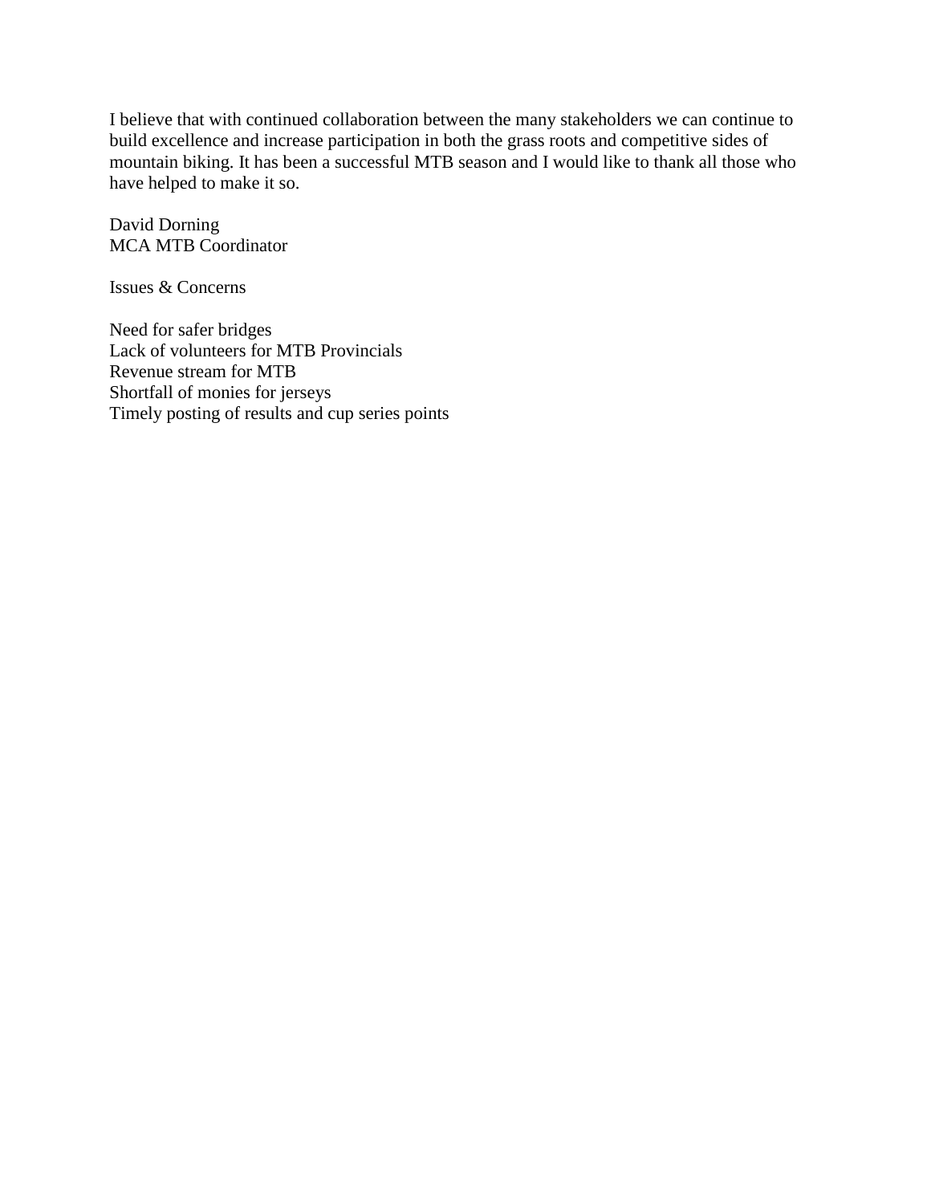I believe that with continued collaboration between the many stakeholders we can continue to build excellence and increase participation in both the grass roots and competitive sides of mountain biking. It has been a successful MTB season and I would like to thank all those who have helped to make it so.

David Dorning  
MCA MTB Coordinator

Issues & Concerns

Need for safer bridges  
Lack of volunteers for MTB Provincials  
Revenue stream for MTB  
Shortfall of monies for jerseys  
Timely posting of results and cup series points